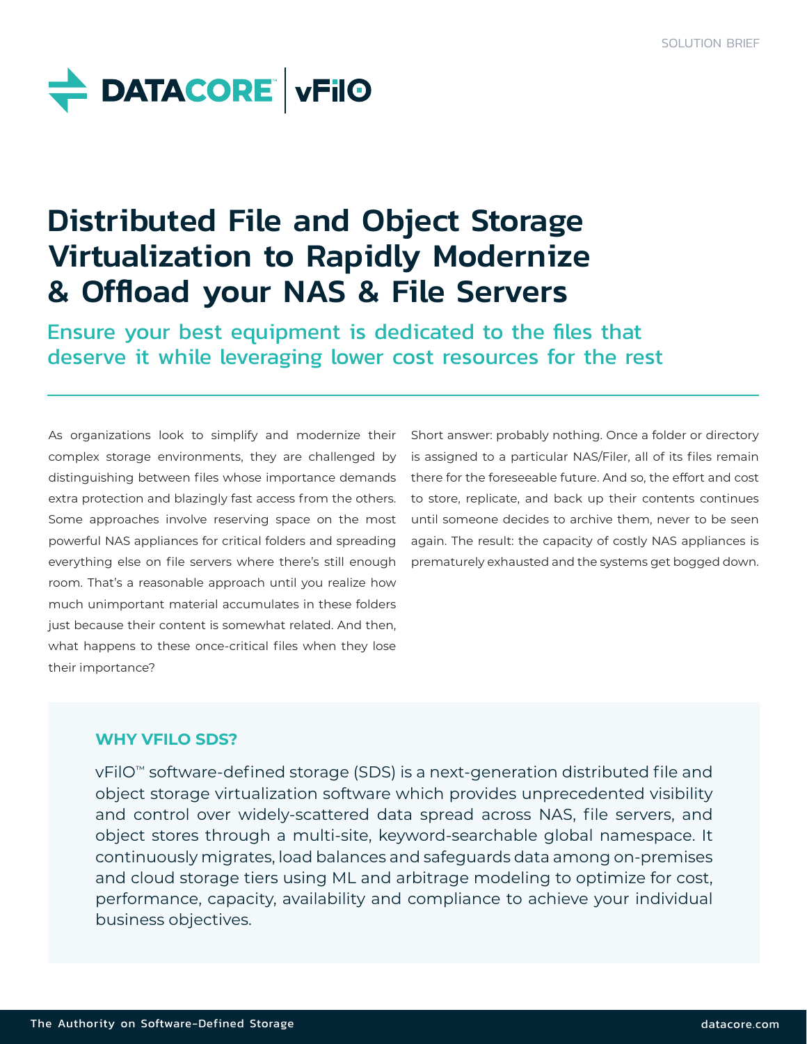SOLUTION BRIEF

DATACORE™ | vFilO

# Distributed File and Object Storage Virtualization to Rapidly Modernize & Offload your NAS & File Servers

## Ensure your best equipment is dedicated to the files that deserve it while leveraging lower cost resources for the rest

As organizations look to simplify and modernize their complex storage environments, they are challenged by distinguishing between files whose importance demands extra protection and blazingly fast access from the others. Some approaches involve reserving space on the most powerful NAS appliances for critical folders and spreading everything else on file servers where there's still enough room. That's a reasonable approach until you realize how much unimportant material accumulates in these folders just because their content is somewhat related. And then, what happens to these once-critical files when they lose their importance?

Short answer: probably nothing. Once a folder or directory is assigned to a particular NAS/Filer, all of its files remain there for the foreseeable future. And so, the effort and cost to store, replicate, and back up their contents continues until someone decides to archive them, never to be seen again. The result: the capacity of costly NAS appliances is prematurely exhausted and the systems get bogged down.

### WHY VFILO SDS?

vFilO™ software-defined storage (SDS) is a next-generation distributed file and object storage virtualization software which provides unprecedented visibility and control over widely-scattered data spread across NAS, file servers, and object stores through a multi-site, keyword-searchable global namespace. It continuously migrates, load balances and safeguards data among on-premises and cloud storage tiers using ML and arbitrage modeling to optimize for cost, performance, capacity, availability and compliance to achieve your individual business objectives.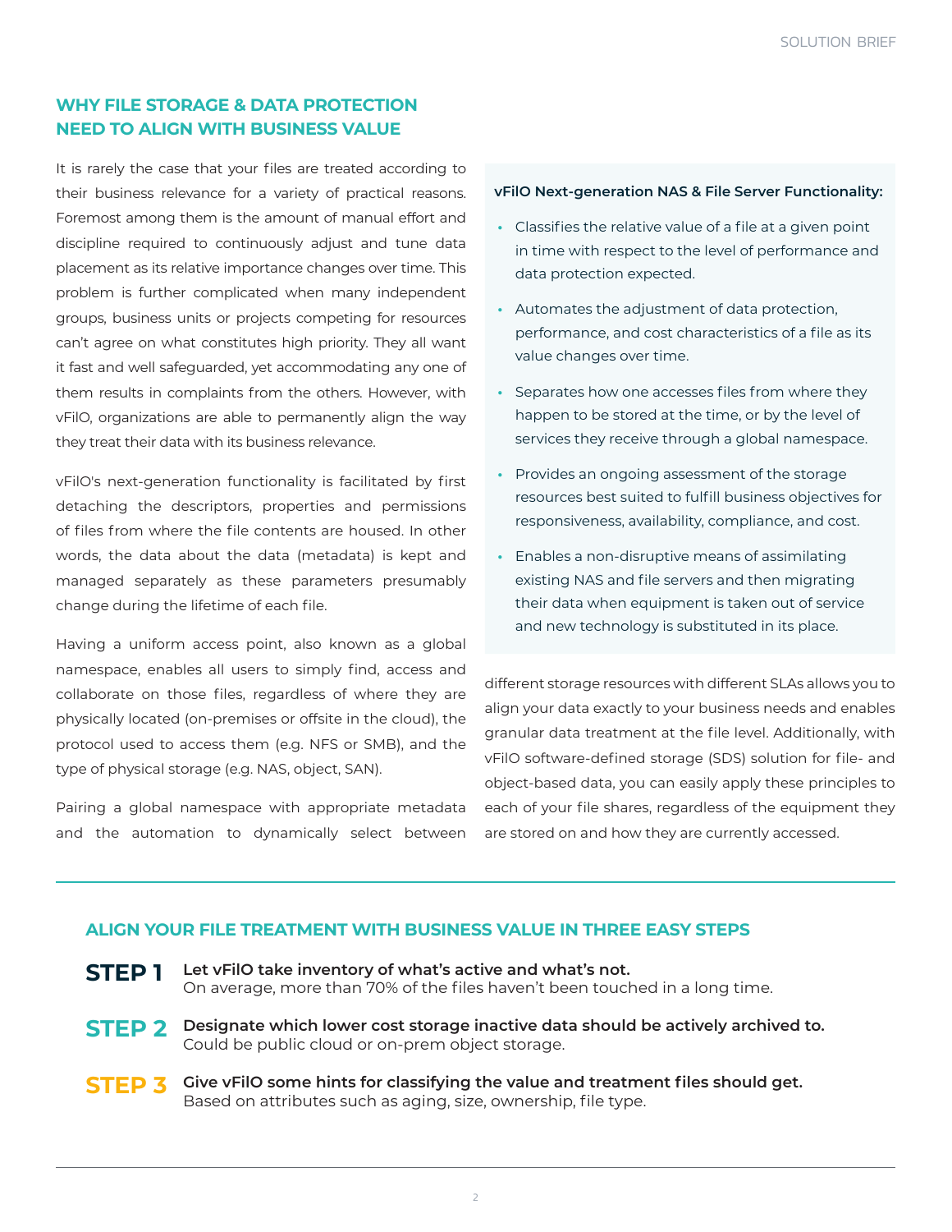## WHY FILE STORAGE & DATA PROTECTION NEED TO ALIGN WITH BUSINESS VALUE

It is rarely the case that your files are treated according to their business relevance for a variety of practical reasons. Foremost among them is the amount of manual effort and discipline required to continuously adjust and tune data placement as its relative importance changes over time. This problem is further complicated when many independent groups, business units or projects competing for resources can't agree on what constitutes high priority. They all want it fast and well safeguarded, yet accommodating any one of them results in complaints from the others. However, with vFilO, organizations are able to permanently align the way they treat their data with its business relevance.

vFilO's next-generation functionality is facilitated by first detaching the descriptors, properties and permissions of files from where the file contents are housed. In other words, the data about the data (metadata) is kept and managed separately as these parameters presumably change during the lifetime of each file.

Having a uniform access point, also known as a global namespace, enables all users to simply find, access and collaborate on those files, regardless of where they are physically located (on-premises or offsite in the cloud), the protocol used to access them (e.g. NFS or SMB), and the type of physical storage (e.g. NAS, object, SAN).

Pairing a global namespace with appropriate metadata and the automation to dynamically select between different storage resources with different SLAs allows you to align your data exactly to your business needs and enables granular data treatment at the file level. Additionally, with vFilO software-defined storage (SDS) solution for file- and object-based data, you can easily apply these principles to each of your file shares, regardless of the equipment they are stored on and how they are currently accessed.

**vFilO Next-generation NAS & File Server Functionality:**

- Classifies the relative value of a file at a given point in time with respect to the level of performance and data protection expected.
- Automates the adjustment of data protection, performance, and cost characteristics of a file as its value changes over time.
- Separates how one accesses files from where they happen to be stored at the time, or by the level of services they receive through a global namespace.
- Provides an ongoing assessment of the storage resources best suited to fulfill business objectives for responsiveness, availability, compliance, and cost.
- Enables a non-disruptive means of assimilating existing NAS and file servers and then migrating their data when equipment is taken out of service and new technology is substituted in its place.

## ALIGN YOUR FILE TREATMENT WITH BUSINESS VALUE IN THREE EASY STEPS

**STEP 1** **Let vFilO take inventory of what's active and what's not.**
On average, more than 70% of the files haven't been touched in a long time.

**STEP 2** **Designate which lower cost storage inactive data should be actively archived to.**
Could be public cloud or on-prem object storage.

**STEP 3** **Give vFilO some hints for classifying the value and treatment files should get.**
Based on attributes such as aging, size, ownership, file type.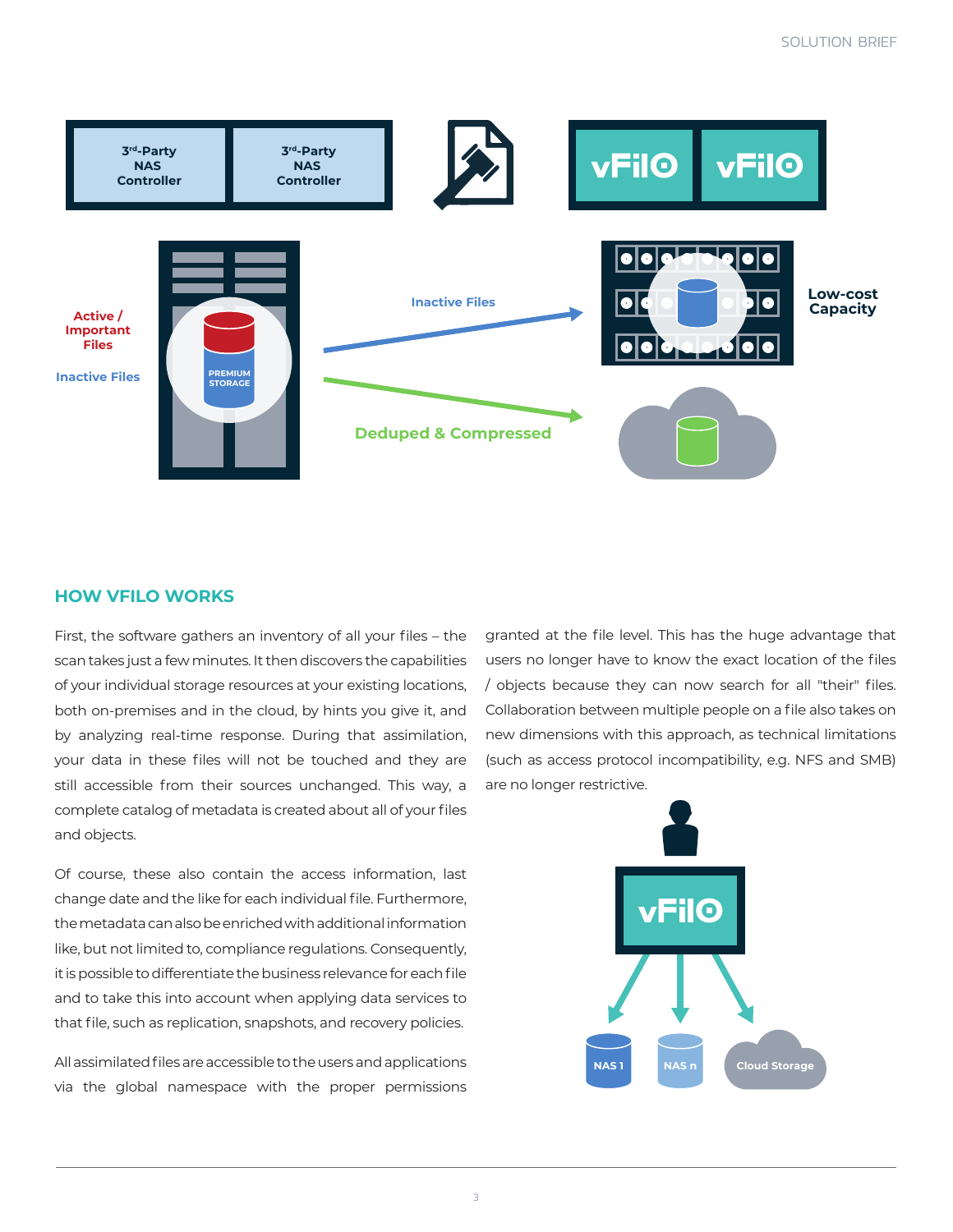## HOW VFILO WORKS

First, the software gathers an inventory of all your files – the scan takes just a few minutes. It then discovers the capabilities of your individual storage resources at your existing locations, both on-premises and in the cloud, by hints you give it, and by analyzing real-time response. During that assimilation, your data in these files will not be touched and they are still accessible from their sources unchanged. This way, a complete catalog of metadata is created about all of your files and objects.

Of course, these also contain the access information, last change date and the like for each individual file. Furthermore, the metadata can also be enriched with additional information like, but not limited to, compliance regulations. Consequently, it is possible to differentiate the business relevance for each file and to take this into account when applying data services to that file, such as replication, snapshots, and recovery policies.

All assimilated files are accessible to the users and applications via the global namespace with the proper permissions granted at the file level. This has the huge advantage that users no longer have to know the exact location of the files / objects because they can now search for all "their" files. Collaboration between multiple people on a file also takes on new dimensions with this approach, as technical limitations (such as access protocol incompatibility, e.g. NFS and SMB) are no longer restrictive.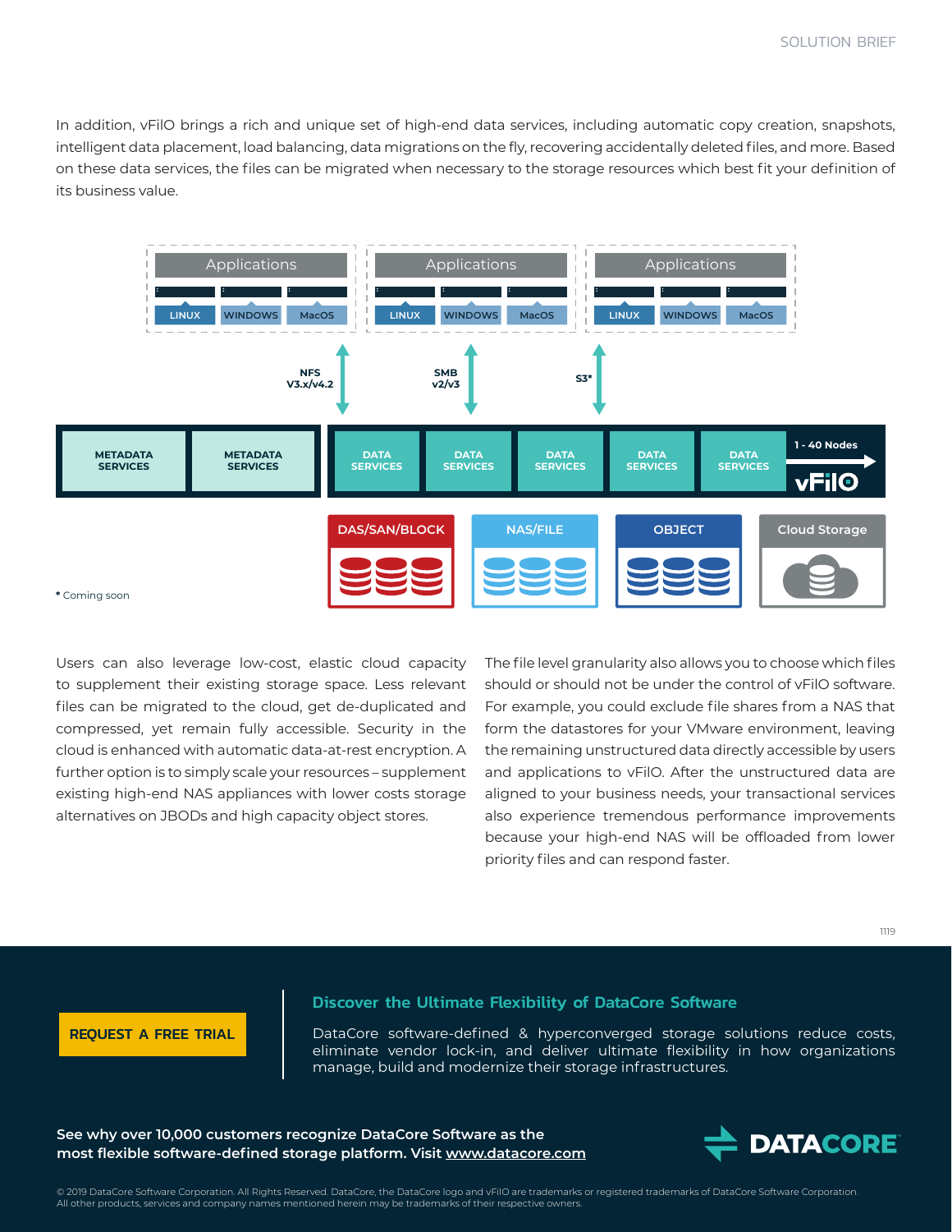In addition, vFilO brings a rich and unique set of high-end data services, including automatic copy creation, snapshots, intelligent data placement, load balancing, data migrations on the fly, recovering accidentally deleted files, and more. Based on these data services, the files can be migrated when necessary to the storage resources which best fit your definition of its business value.

Applications
LINUX WINDOWS MacOS

Applications
LINUX WINDOWS MacOS

Applications
LINUX WINDOWS MacOS

NFS V3.x/v4.2

SMB v2/v3

S3*

METADATA SERVICES

METADATA SERVICES

DATA SERVICES

DATA SERVICES

DATA SERVICES

DATA SERVICES

DATA SERVICES

1 - 40 Nodes

vFilO

DAS/SAN/BLOCK

NAS/FILE

OBJECT

Cloud Storage

* Coming soon

Users can also leverage low-cost, elastic cloud capacity to supplement their existing storage space. Less relevant files can be migrated to the cloud, get de-duplicated and compressed, yet remain fully accessible. Security in the cloud is enhanced with automatic data-at-rest encryption. A further option is to simply scale your resources – supplement existing high-end NAS appliances with lower costs storage alternatives on JBODs and high capacity object stores.

The file level granularity also allows you to choose which files should or should not be under the control of vFilO software. For example, you could exclude file shares from a NAS that form the datastores for your VMware environment, leaving the remaining unstructured data directly accessible by users and applications to vFilO. After the unstructured data are aligned to your business needs, your transactional services also experience tremendous performance improvements because your high-end NAS will be offloaded from lower priority files and can respond faster.

1119

**REQUEST A FREE TRIAL**

## Discover the Ultimate Flexibility of DataCore Software

DataCore software-defined & hyperconverged storage solutions reduce costs, eliminate vendor lock-in, and deliver ultimate flexibility in how organizations manage, build and modernize their storage infrastructures.

**See why over 10,000 customers recognize DataCore Software as the most flexible software-defined storage platform. Visit www.datacore.com**

DATACORE

© 2019 DataCore Software Corporation. All Rights Reserved. DataCore, the DataCore logo and vFilO are trademarks or registered trademarks of DataCore Software Corporation. All other products, services and company names mentioned herein may be trademarks of their respective owners.